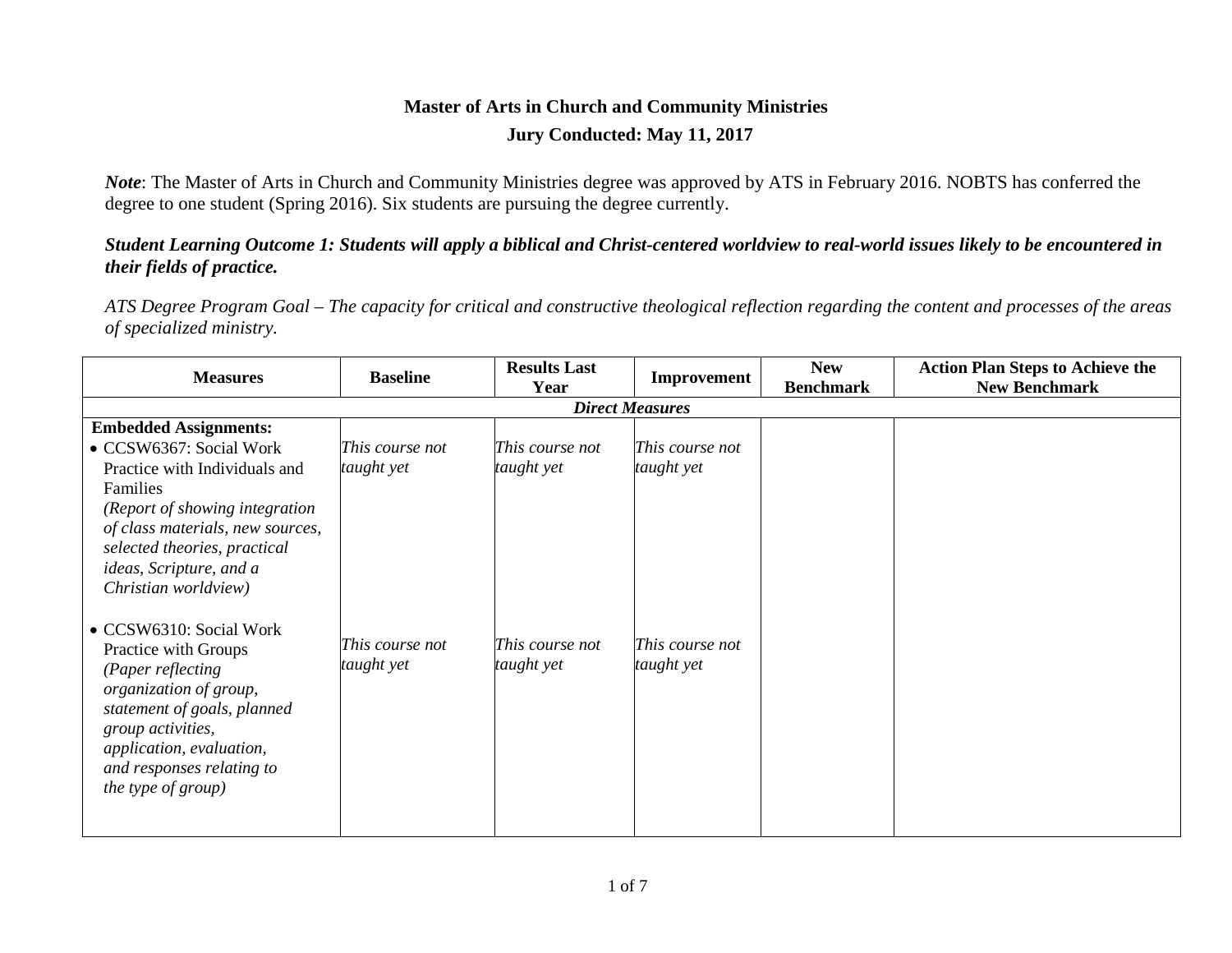# Master of Arts in Church and Community Ministries

## Jury Conducted: May 11, 2017

***Note***: The Master of Arts in Church and Community Ministries degree was approved by ATS in February 2016. NOBTS has conferred the degree to one student (Spring 2016). Six students are pursuing the degree currently.

***Student Learning Outcome 1: Students will apply a biblical and Christ-centered worldview to real-world issues likely to be encountered in their fields of practice.***

*ATS Degree Program Goal – The capacity for critical and constructive theological reflection regarding the content and processes of the areas of specialized ministry.*

| Measures | Baseline | Results Last Year | Improvement | New Benchmark | Action Plan Steps to Achieve the New Benchmark |
|---|---|---|---|---|---|
| ***Direct Measures*** | | | | | |
| **Embedded Assignments:**<br>• CCSW6367: Social Work Practice with Individuals and Families *(Report of showing integration of class materials, new sources, selected theories, practical ideas, Scripture, and a Christian worldview)* | *This course not taught yet* | *This course not taught yet* | *This course not taught yet* | | |
| • CCSW6310: Social Work Practice with Groups *(Paper reflecting organization of group, statement of goals, planned group activities, application, evaluation, and responses relating to the type of group)* | *This course not taught yet* | *This course not taught yet* | *This course not taught yet* | | |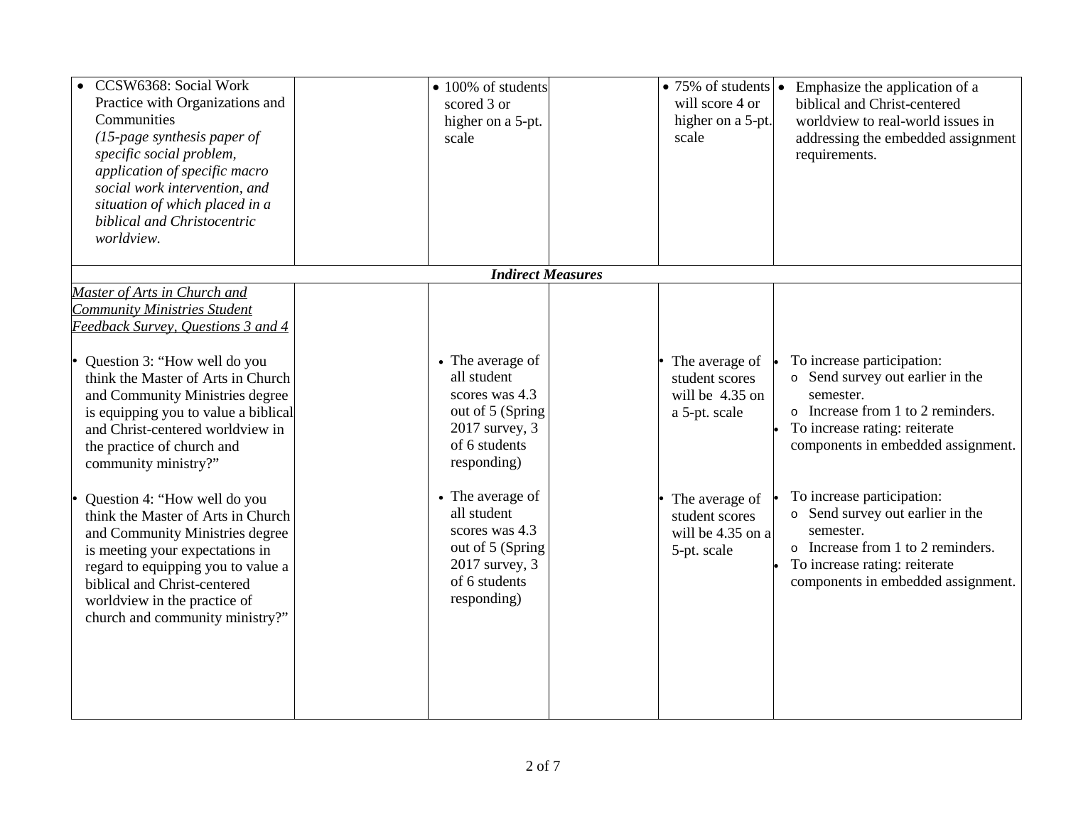| | | | | | |
|---|---|---|---|---|---|
| • CCSW6368: Social Work Practice with Organizations and Communities *(15-page synthesis paper of specific social problem, application of specific macro social work intervention, and situation of which placed in a biblical and Christocentric worldview.* | | • 100% of students scored 3 or higher on a 5-pt. scale | | • 75% of students will score 4 or higher on a 5-pt. scale | • Emphasize the application of a biblical and Christ-centered worldview to real-world issues in addressing the embedded assignment requirements. |
| ***Indirect Measures*** | | | | | |
| <u>*Master of Arts in Church and Community Ministries Student Feedback Survey, Questions 3 and 4*</u> | | | | | |
| • Question 3: "How well do you think the Master of Arts in Church and Community Ministries degree is equipping you to value a biblical and Christ-centered worldview in the practice of church and community ministry?" | | • The average of all student scores was 4.3 out of 5 (Spring 2017 survey, 3 of 6 students responding) | | • The average of student scores will be 4.35 on a 5-pt. scale | • To increase participation: <br> o Send survey out earlier in the semester. <br> o Increase from 1 to 2 reminders. <br> • To increase rating: reiterate components in embedded assignment. |
| • Question 4: "How well do you think the Master of Arts in Church and Community Ministries degree is meeting your expectations in regard to equipping you to value a biblical and Christ-centered worldview in the practice of church and community ministry?" | | • The average of all student scores was 4.3 out of 5 (Spring 2017 survey, 3 of 6 students responding) | | • The average of student scores will be 4.35 on a 5-pt. scale | • To increase participation: <br> o Send survey out earlier in the semester. <br> o Increase from 1 to 2 reminders. <br> • To increase rating: reiterate components in embedded assignment. |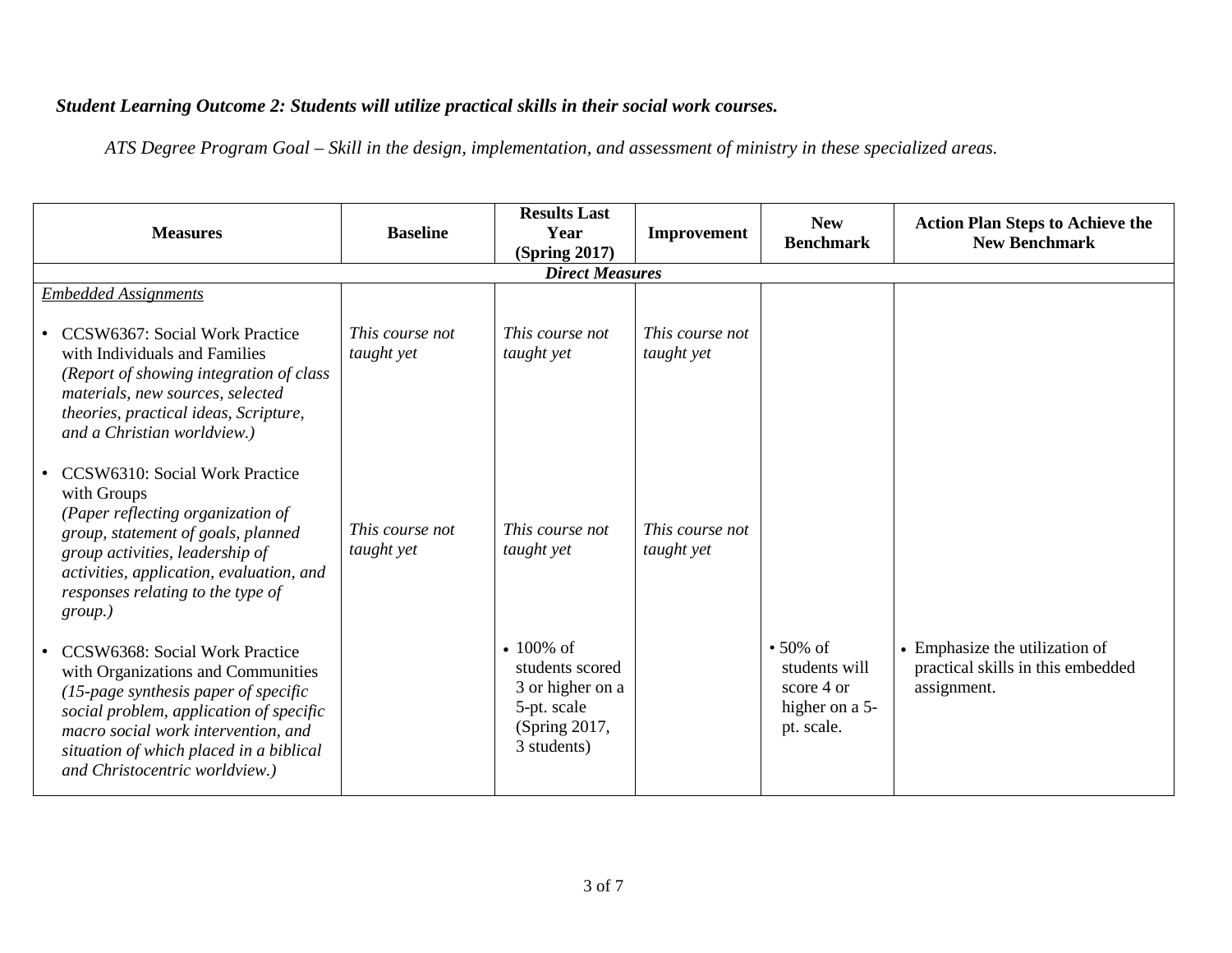***Student Learning Outcome 2: Students will utilize practical skills in their social work courses.***

*ATS Degree Program Goal – Skill in the design, implementation, and assessment of ministry in these specialized areas.*

| **Measures** | **Baseline** | **Results Last Year (Spring 2017)** | **Improvement** | **New Benchmark** | **Action Plan Steps to Achieve the New Benchmark** |
|---|---|---|---|---|---|
| ***Direct Measures*** | | | | | |
| <u>*Embedded Assignments*</u> | | | | | |
| • CCSW6367: Social Work Practice with Individuals and Families *(Report of showing integration of class materials, new sources, selected theories, practical ideas, Scripture, and a Christian worldview.)* | *This course not taught yet* | *This course not taught yet* | *This course not taught yet* | | |
| • CCSW6310: Social Work Practice with Groups *(Paper reflecting organization of group, statement of goals, planned group activities, leadership of activities, application, evaluation, and responses relating to the type of group.)* | *This course not taught yet* | *This course not taught yet* | *This course not taught yet* | | |
| • CCSW6368: Social Work Practice with Organizations and Communities *(15-page synthesis paper of specific social problem, application of specific macro social work intervention, and situation of which placed in a biblical and Christocentric worldview.)* | | • 100% of students scored 3 or higher on a 5-pt. scale (Spring 2017, 3 students) | | • 50% of students will score 4 or higher on a 5-pt. scale. | • Emphasize the utilization of practical skills in this embedded assignment. |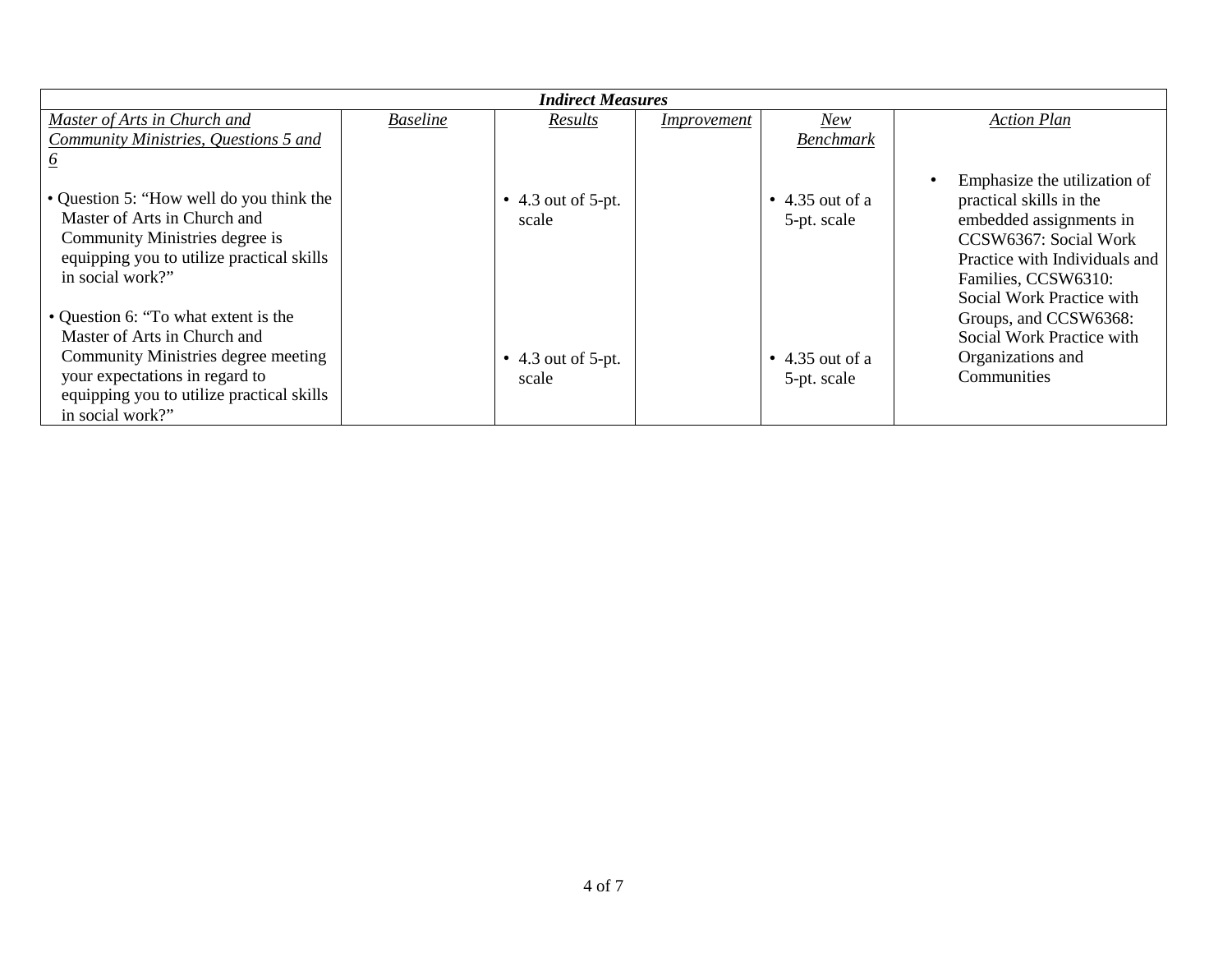| *Indirect Measures* | | | | | |
|---|---|---|---|---|---|
| *Master of Arts in Church and Community Ministries, Questions 5 and 6* | *Baseline* | *Results* | *Improvement* | *New Benchmark* | *Action Plan* |
| • Question 5: "How well do you think the Master of Arts in Church and Community Ministries degree is equipping you to utilize practical skills in social work?" | | • 4.3 out of 5-pt. scale | | • 4.35 out of a 5-pt. scale | • Emphasize the utilization of practical skills in the embedded assignments in CCSW6367: Social Work Practice with Individuals and Families, CCSW6310: Social Work Practice with Groups, and CCSW6368: Social Work Practice with Organizations and Communities |
| • Question 6: "To what extent is the Master of Arts in Church and Community Ministries degree meeting your expectations in regard to equipping you to utilize practical skills in social work?" | | • 4.3 out of 5-pt. scale | | • 4.35 out of a 5-pt. scale | |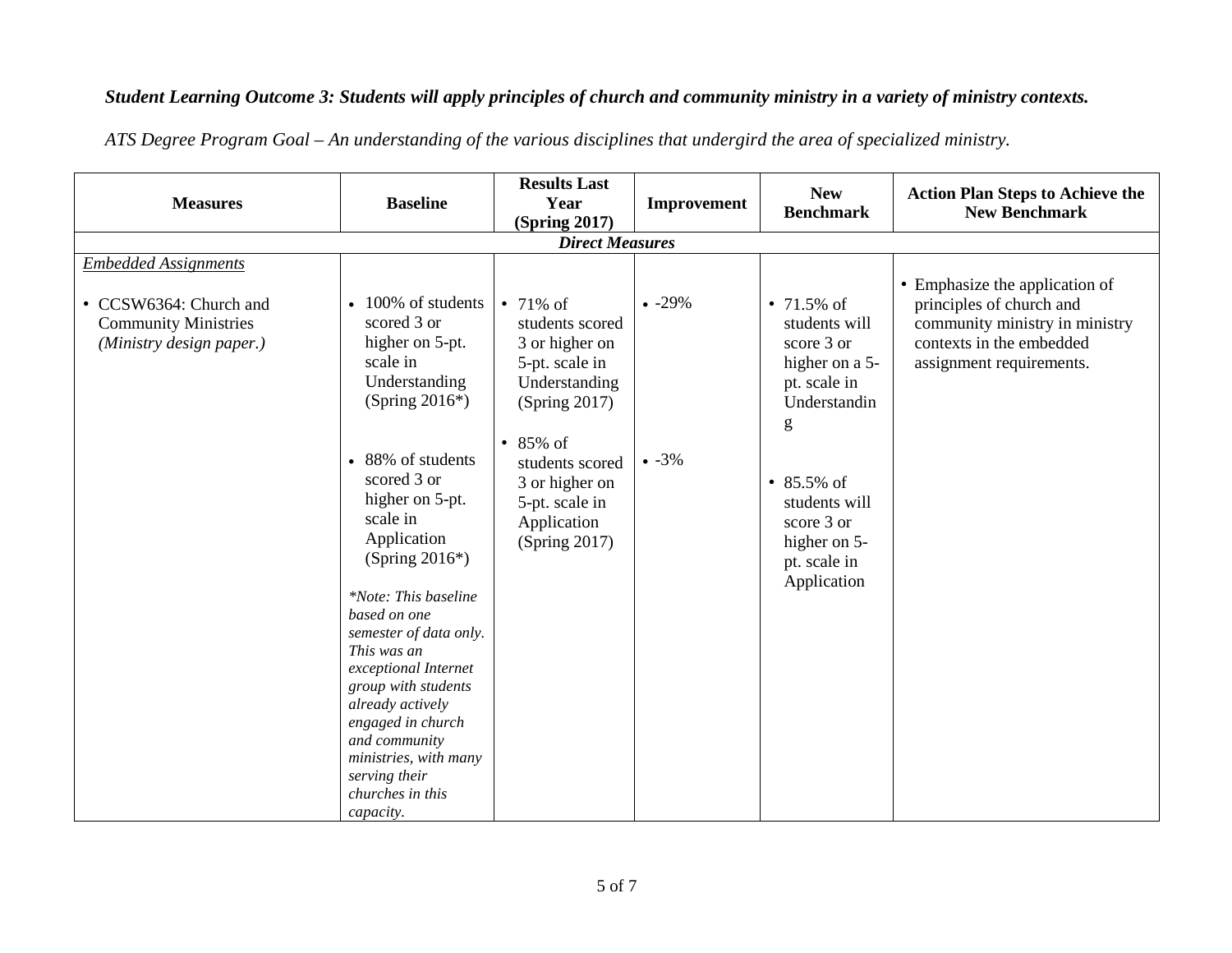***Student Learning Outcome 3: Students will apply principles of church and community ministry in a variety of ministry contexts.***

*ATS Degree Program Goal – An understanding of the various disciplines that undergird the area of specialized ministry.*

| Measures | Baseline | Results Last Year (Spring 2017) | Improvement | New Benchmark | Action Plan Steps to Achieve the New Benchmark |
|---|---|---|---|---|---|
| ***Direct Measures*** | | | | | |
| <u>*Embedded Assignments*</u><br><br>• CCSW6364: Church and Community Ministries *(Ministry design paper.)* | • 100% of students scored 3 or higher on 5-pt. scale in Understanding (Spring 2016*)<br><br>• 88% of students scored 3 or higher on 5-pt. scale in Application (Spring 2016*)<br><br>**Note: This baseline based on one semester of data only. This was an exceptional Internet group with students already actively engaged in church and community ministries, with many serving their churches in this capacity.* | • 71% of students scored 3 or higher on 5-pt. scale in Understanding (Spring 2017)<br><br>• 85% of students scored 3 or higher on 5-pt. scale in Application (Spring 2017) | • -29%<br><br>• -3% | • 71.5% of students will score 3 or higher on a 5-pt. scale in Understanding<br><br>• 85.5% of students will score 3 or higher on 5-pt. scale in Application | • Emphasize the application of principles of church and community ministry in ministry contexts in the embedded assignment requirements. |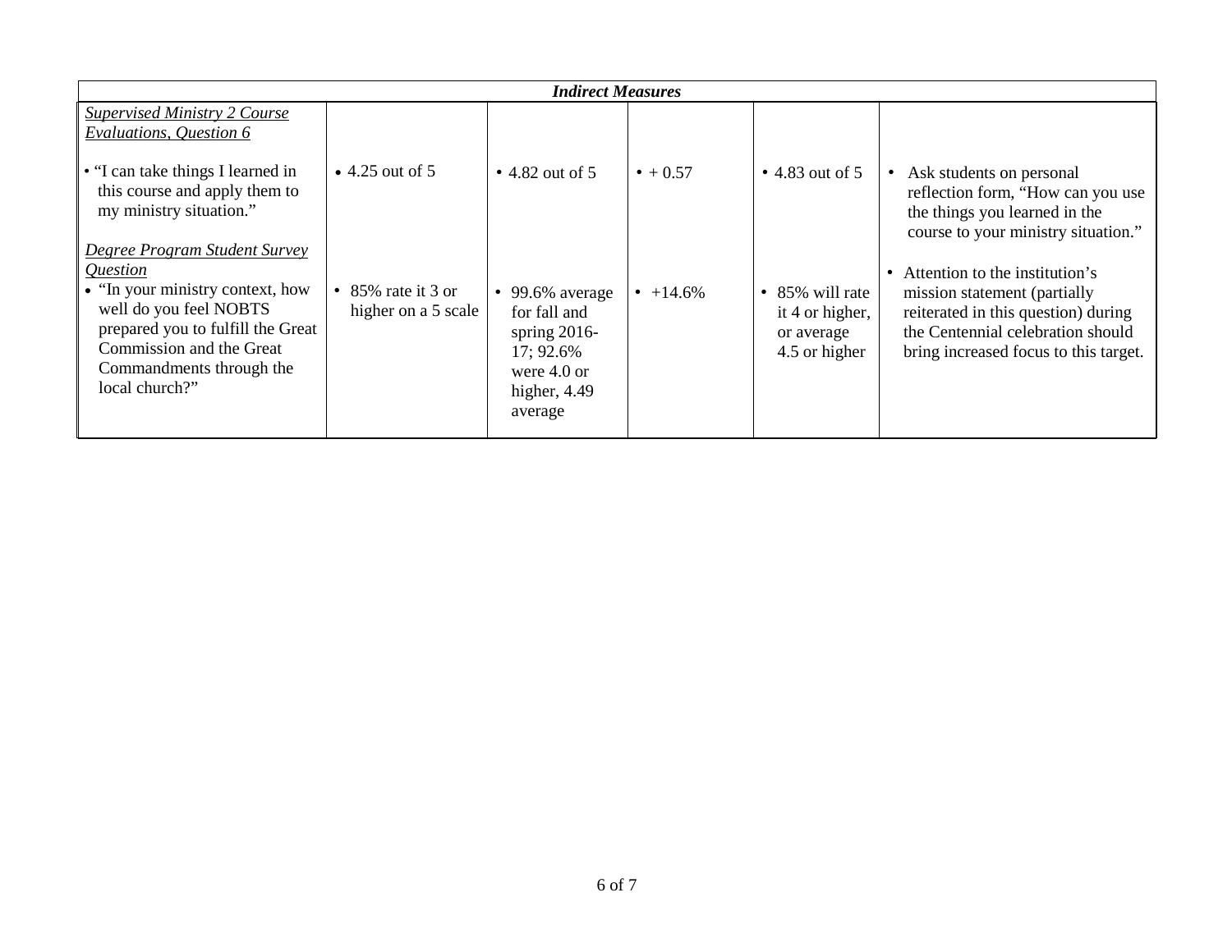| *Indirect Measures* | | | | | |
|---|---|---|---|---|---|
| <u>*Supervised Ministry 2 Course Evaluations, Question 6*</u><br><br>• "I can take things I learned in this course and apply them to my ministry situation." | • 4.25 out of 5 | • 4.82 out of 5 | • + 0.57 | • 4.83 out of 5 | • Ask students on personal reflection form, "How can you use the things you learned in the course to your ministry situation." |
| <u>*Degree Program Student Survey Question*</u><br>• "In your ministry context, how well do you feel NOBTS prepared you to fulfill the Great Commission and the Great Commandments through the local church?" | • 85% rate it 3 or higher on a 5 scale | • 99.6% average for fall and spring 2016-17; 92.6% were 4.0 or higher, 4.49 average | • +14.6% | • 85% will rate it 4 or higher, or average 4.5 or higher | • Attention to the institution's mission statement (partially reiterated in this question) during the Centennial celebration should bring increased focus to this target. |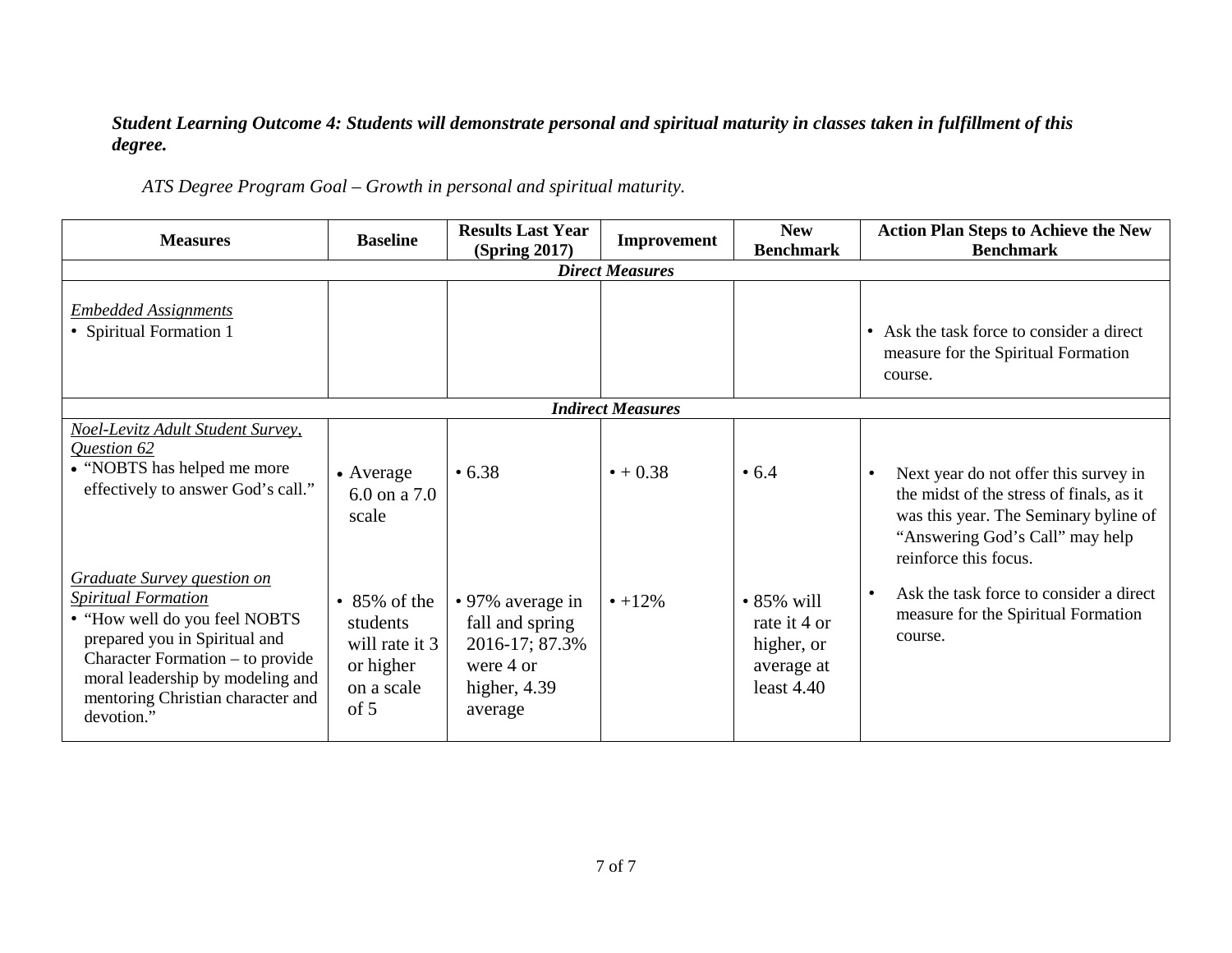***Student Learning Outcome 4: Students will demonstrate personal and spiritual maturity in classes taken in fulfillment of this degree.***

*ATS Degree Program Goal – Growth in personal and spiritual maturity.*

| Measures | Baseline | Results Last Year (Spring 2017) | Improvement | New Benchmark | Action Plan Steps to Achieve the New Benchmark |
|---|---|---|---|---|---|
| ***Direct Measures*** | | | | | |
| *Embedded Assignments*<br>• Spiritual Formation 1 | | | | | • Ask the task force to consider a direct measure for the Spiritual Formation course. |
| ***Indirect Measures*** | | | | | |
| *Noel-Levitz Adult Student Survey, Question 62*<br>• "NOBTS has helped me more effectively to answer God's call." | • Average 6.0 on a 7.0 scale | • 6.38 | • + 0.38 | • 6.4 | • Next year do not offer this survey in the midst of the stress of finals, as it was this year. The Seminary byline of "Answering God's Call" may help reinforce this focus. |
| *Graduate Survey question on Spiritual Formation*<br>• "How well do you feel NOBTS prepared you in Spiritual and Character Formation – to provide moral leadership by modeling and mentoring Christian character and devotion." | • 85% of the students will rate it 3 or higher on a scale of 5 | • 97% average in fall and spring 2016-17; 87.3% were 4 or higher, 4.39 average | • +12% | • 85% will rate it 4 or higher, or average at least 4.40 | • Ask the task force to consider a direct measure for the Spiritual Formation course. |